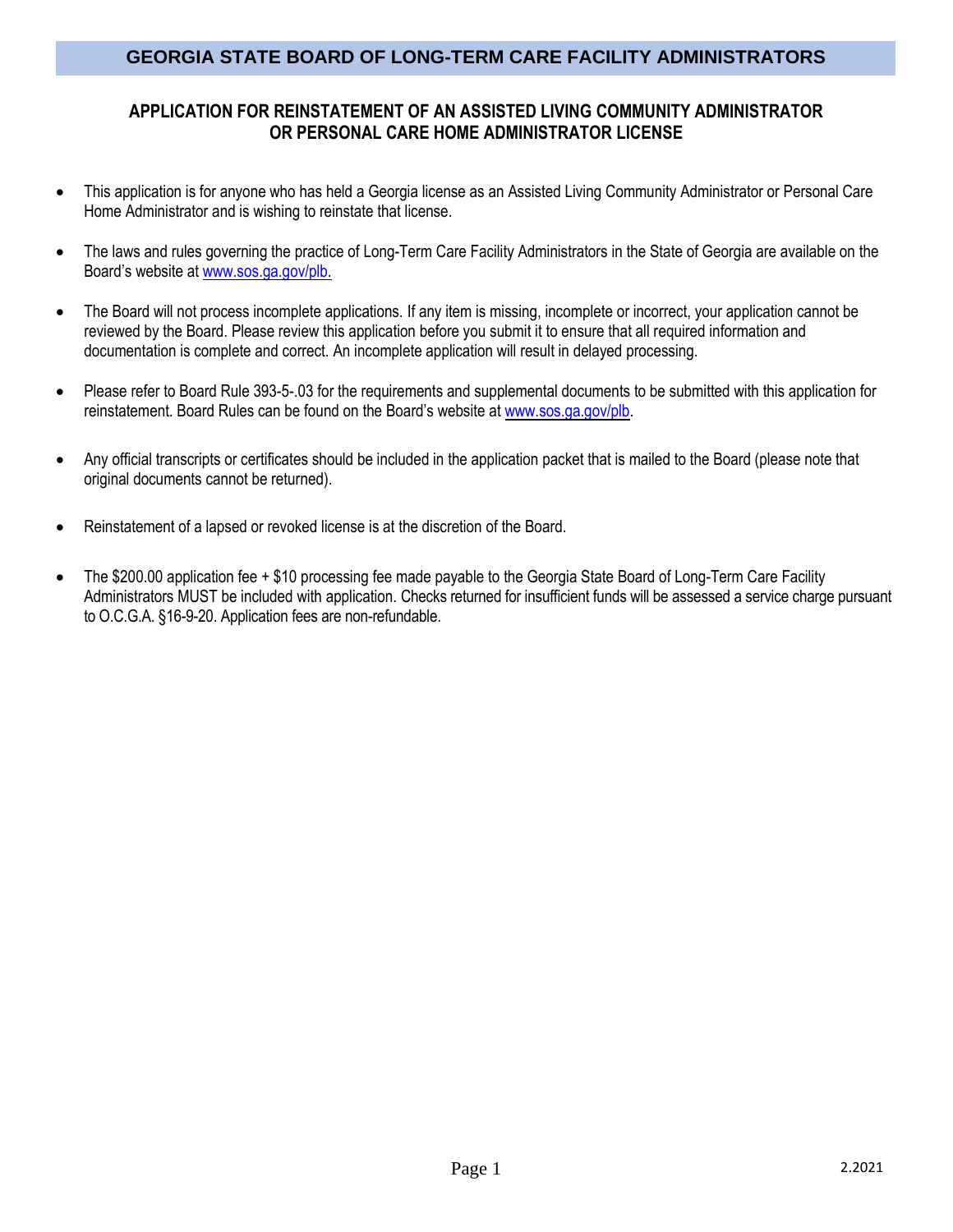# GEORGIA STATE BOARD OF LONG-TERM CARE FACILITY ADMINISTRATORS

## APPLICATION FOR REINSTATEMENT OF AN ASSISTED LIVING COMMUNITY ADMINISTRATOR OR PERSONAL CARE HOME ADMINISTRATOR LICENSE

- This application is for anyone who has held a Georgia license as an Assisted Living Community Administrator or Personal Care Home Administrator and is wishing to reinstate that license.
- The laws and rules governing the practice of Long-Term Care Facility Administrators in the State of Georgia are available on the Board's website at www.sos.ga.gov/plb.
- The Board will not process incomplete applications. If any item is missing, incomplete or incorrect, your application cannot be reviewed by the Board. Please review this application before you submit it to ensure that all required information and documentation is complete and correct. An incomplete application will result in delayed processing.
- Please refer to Board Rule 393-5-.03 for the requirements and supplemental documents to be submitted with this application for reinstatement. Board Rules can be found on the Board's website at www.sos.ga.gov/plb.
- Any official transcripts or certificates should be included in the application packet that is mailed to the Board (please note that original documents cannot be returned).
- Reinstatement of a lapsed or revoked license is at the discretion of the Board.
- The $200.00 application fee + $10 processing fee made payable to the Georgia State Board of Long-Term Care Facility Administrators MUST be included with application. Checks returned for insufficient funds will be assessed a service charge pursuant to O.C.G.A. §16-9-20. Application fees are non-refundable.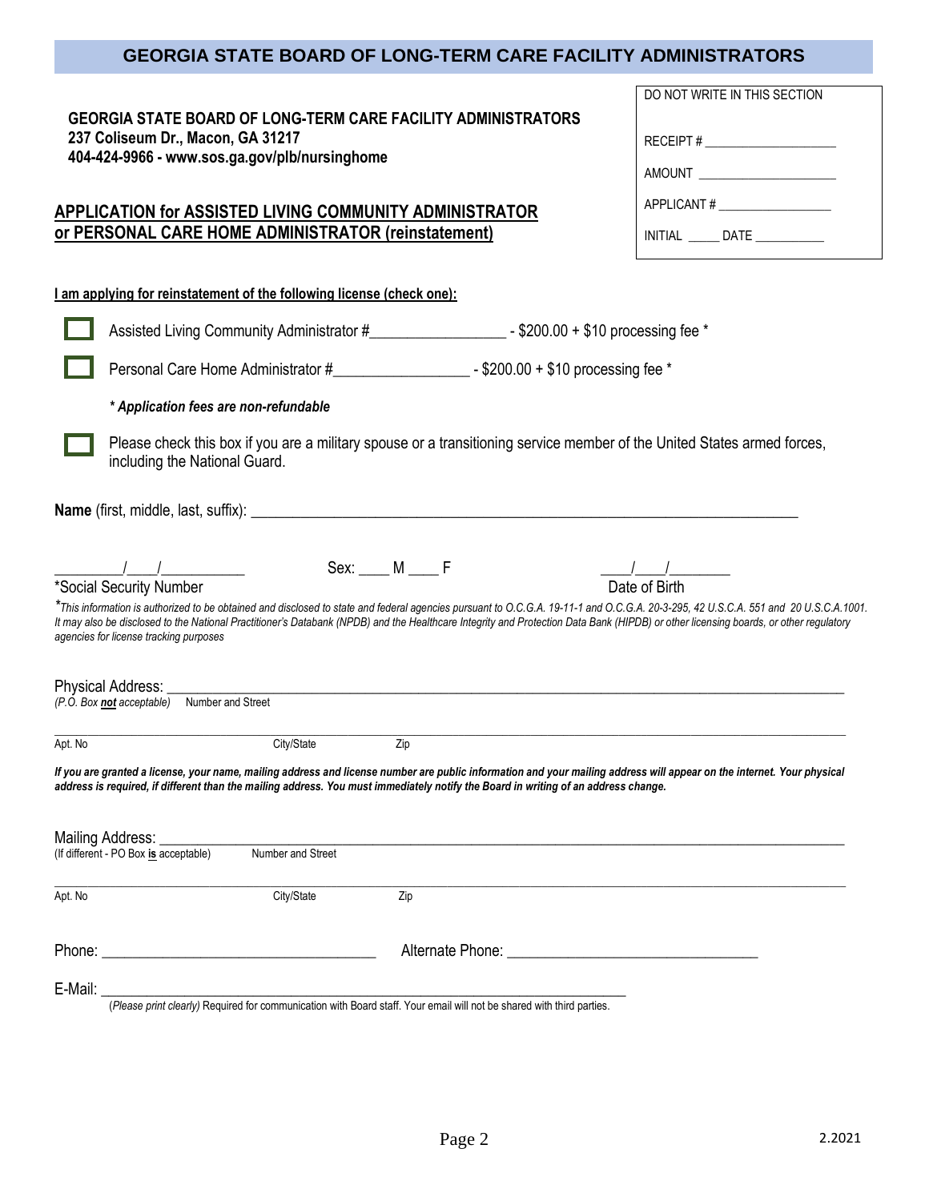# GEORGIA STATE BOARD OF LONG-TERM CARE FACILITY ADMINISTRATORS

**GEORGIA STATE BOARD OF LONG-TERM CARE FACILITY ADMINISTRATORS**
**237 Coliseum Dr., Macon, GA 31217**
**404-424-9966 - www.sos.ga.gov/plb/nursinghome**

| DO NOT WRITE IN THIS SECTION |
|---|
| RECEIPT # ___________________ |
| AMOUNT ____________________ |
| APPLICANT # ________________ |
| INITIAL _____ DATE __________ |

## APPLICATION for ASSISTED LIVING COMMUNITY ADMINISTRATOR or PERSONAL CARE HOME ADMINISTRATOR (reinstatement)

**I am applying for reinstatement of the following license (check one):**

☐ Assisted Living Community Administrator #_________________ - $200.00 + $10 processing fee *

☐ Personal Care Home Administrator #_________________ - $200.00 + $10 processing fee *

***Application fees are non-refundable***

☐ Please check this box if you are a military spouse or a transitioning service member of the United States armed forces, including the National Guard.

**Name** (first, middle, last, suffix): ______________________________________________________________

_________/____/__________ Sex: ____ M ____ F ____/____/________

*Social Security Number Date of Birth

**This information is authorized to be obtained and disclosed to state and federal agencies pursuant to O.C.G.A. 19-11-1 and O.C.G.A. 20-3-295, 42 U.S.C.A. 551 and 20 U.S.C.A.1001. It may also be disclosed to the National Practitioner's Databank (NPDB) and the Healthcare Integrity and Protection Data Bank (HIPDB) or other licensing boards, or other regulatory agencies for license tracking purposes*

Physical Address: ______________________________________________________________
*(P.O. Box **not** acceptable)* Number and Street

______________________________________________________________
Apt. No City/State Zip

***If you are granted a license, your name, mailing address and license number are public information and your mailing address will appear on the internet. Your physical address is required, if different than the mailing address. You must immediately notify the Board in writing of an address change.***

Mailing Address: ______________________________________________________________
(If different - PO Box **is** acceptable) Number and Street

______________________________________________________________
Apt. No City/State Zip

Phone: ________________________________ Alternate Phone: ______________________________

E-Mail: ______________________________________________________________
(*Please print clearly)* Required for communication with Board staff. Your email will not be shared with third parties.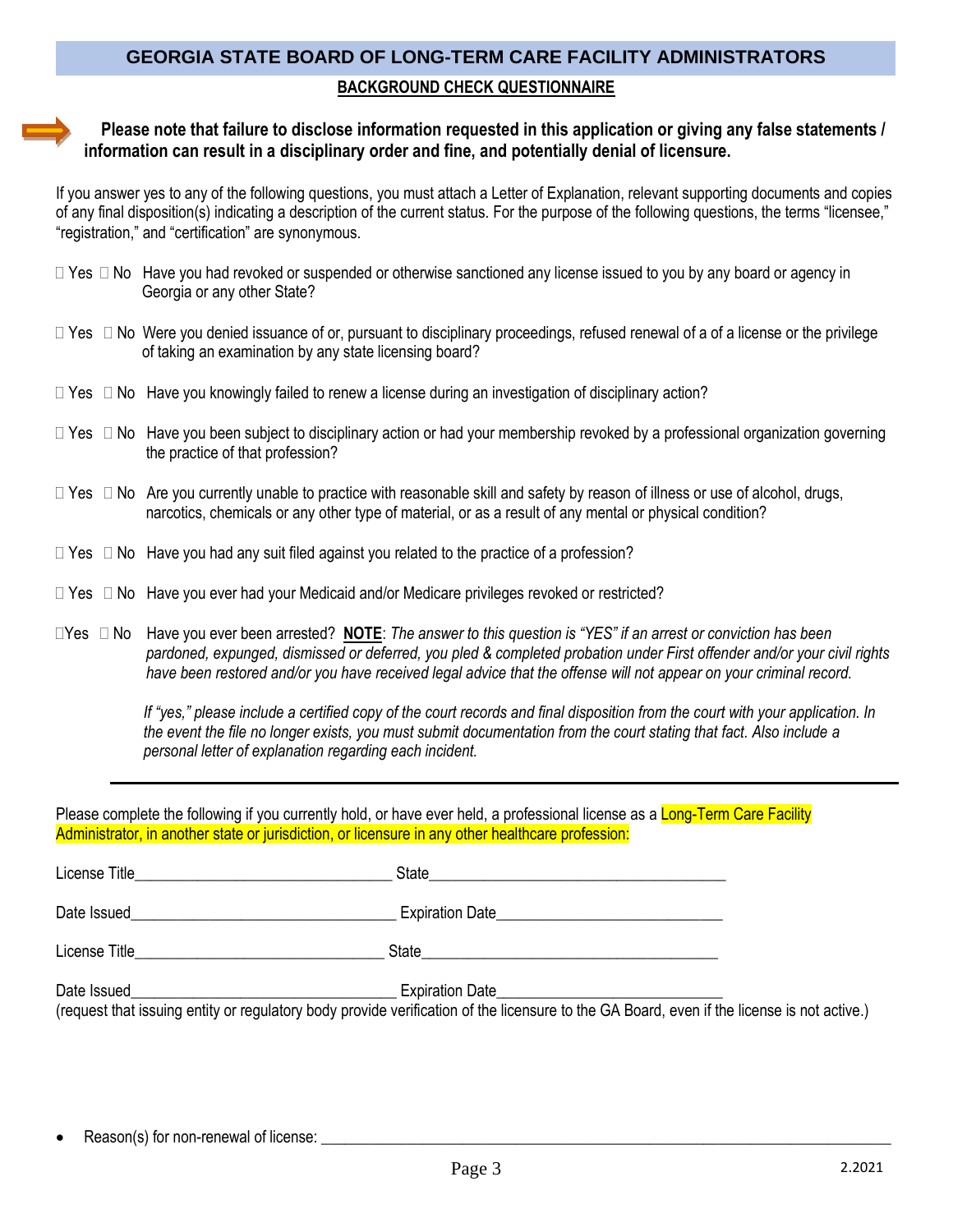# GEORGIA STATE BOARD OF LONG-TERM CARE FACILITY ADMINISTRATORS

**BACKGROUND CHECK QUESTIONNAIRE**

**Please note that failure to disclose information requested in this application or giving any false statements / information can result in a disciplinary order and fine, and potentially denial of licensure.**

If you answer yes to any of the following questions, you must attach a Letter of Explanation, relevant supporting documents and copies of any final disposition(s) indicating a description of the current status. For the purpose of the following questions, the terms "licensee," "registration," and "certification" are synonymous.

☐ Yes ☐ No Have you had revoked or suspended or otherwise sanctioned any license issued to you by any board or agency in Georgia or any other State?

☐ Yes ☐ No Were you denied issuance of or, pursuant to disciplinary proceedings, refused renewal of a of a license or the privilege of taking an examination by any state licensing board?

☐ Yes ☐ No Have you knowingly failed to renew a license during an investigation of disciplinary action?

☐ Yes ☐ No Have you been subject to disciplinary action or had your membership revoked by a professional organization governing the practice of that profession?

☐ Yes ☐ No Are you currently unable to practice with reasonable skill and safety by reason of illness or use of alcohol, drugs, narcotics, chemicals or any other type of material, or as a result of any mental or physical condition?

☐ Yes ☐ No Have you had any suit filed against you related to the practice of a profession?

☐ Yes ☐ No Have you ever had your Medicaid and/or Medicare privileges revoked or restricted?

☐ Yes ☐ No Have you ever been arrested? **NOTE**: *The answer to this question is "YES" if an arrest or conviction has been pardoned, expunged, dismissed or deferred, you pled & completed probation under First offender and/or your civil rights have been restored and/or you have received legal advice that the offense will not appear on your criminal record.*

*If "yes," please include a certified copy of the court records and final disposition from the court with your application. In the event the file no longer exists, you must submit documentation from the court stating that fact. Also include a personal letter of explanation regarding each incident.*

---

Please complete the following if you currently hold, or have ever held, a professional license as a Long-Term Care Facility Administrator, in another state or jurisdiction, or licensure in any other healthcare profession:

License Title\_\_\_\_\_\_\_\_\_\_\_\_\_\_\_\_\_\_\_\_\_\_\_\_\_\_\_\_\_\_ State\_\_\_\_\_\_\_\_\_\_\_\_\_\_\_\_\_\_\_\_\_\_\_\_\_\_\_\_\_\_\_\_\_\_\_

Date Issued\_\_\_\_\_\_\_\_\_\_\_\_\_\_\_\_\_\_\_\_\_\_\_\_\_\_\_\_\_\_\_ Expiration Date\_\_\_\_\_\_\_\_\_\_\_\_\_\_\_\_\_\_\_\_\_\_\_\_\_\_

License Title\_\_\_\_\_\_\_\_\_\_\_\_\_\_\_\_\_\_\_\_\_\_\_\_\_\_\_\_\_\_ State\_\_\_\_\_\_\_\_\_\_\_\_\_\_\_\_\_\_\_\_\_\_\_\_\_\_\_\_\_\_\_\_\_\_\_

Date Issued\_\_\_\_\_\_\_\_\_\_\_\_\_\_\_\_\_\_\_\_\_\_\_\_\_\_\_\_\_\_\_ Expiration Date\_\_\_\_\_\_\_\_\_\_\_\_\_\_\_\_\_\_\_\_\_\_\_\_\_\_

(request that issuing entity or regulatory body provide verification of the licensure to the GA Board, even if the license is not active.)

- Reason(s) for non-renewal of license: \_\_\_\_\_\_\_\_\_\_\_\_\_\_\_\_\_\_\_\_\_\_\_\_\_\_\_\_\_\_\_\_\_\_\_\_\_\_\_\_\_\_\_\_\_\_\_\_\_\_\_\_\_\_\_\_\_\_

2.2021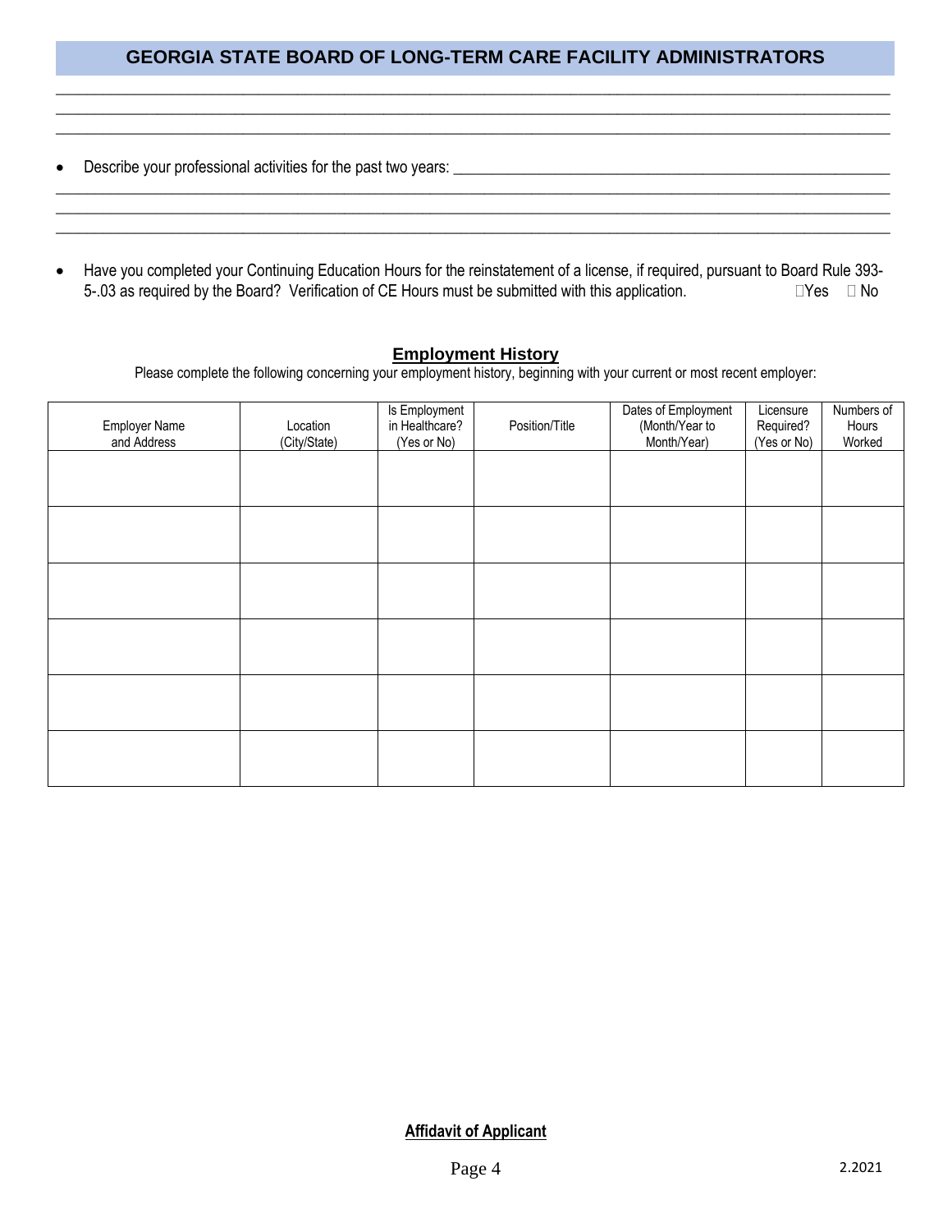## GEORGIA STATE BOARD OF LONG-TERM CARE FACILITY ADMINISTRATORS

______________________________________________________________________________________________
______________________________________________________________________________________________
______________________________________________________________________________________________

- Describe your professional activities for the past two years: ___________________________________________________

______________________________________________________________________________________________
______________________________________________________________________________________________
______________________________________________________________________________________________

- Have you completed your Continuing Education Hours for the reinstatement of a license, if required, pursuant to Board Rule 393-5-.03 as required by the Board? Verification of CE Hours must be submitted with this application. ☐Yes ☐ No

### Employment History

Please complete the following concerning your employment history, beginning with your current or most recent employer:

| Employer Name and Address | Location (City/State) | Is Employment in Healthcare? (Yes or No) | Position/Title | Dates of Employment (Month/Year to Month/Year) | Licensure Required? (Yes or No) | Numbers of Hours Worked |
|---|---|---|---|---|---|---|
| | | | | | | |
| | | | | | | |
| | | | | | | |
| | | | | | | |
| | | | | | | |
| | | | | | | |

**Affidavit of Applicant**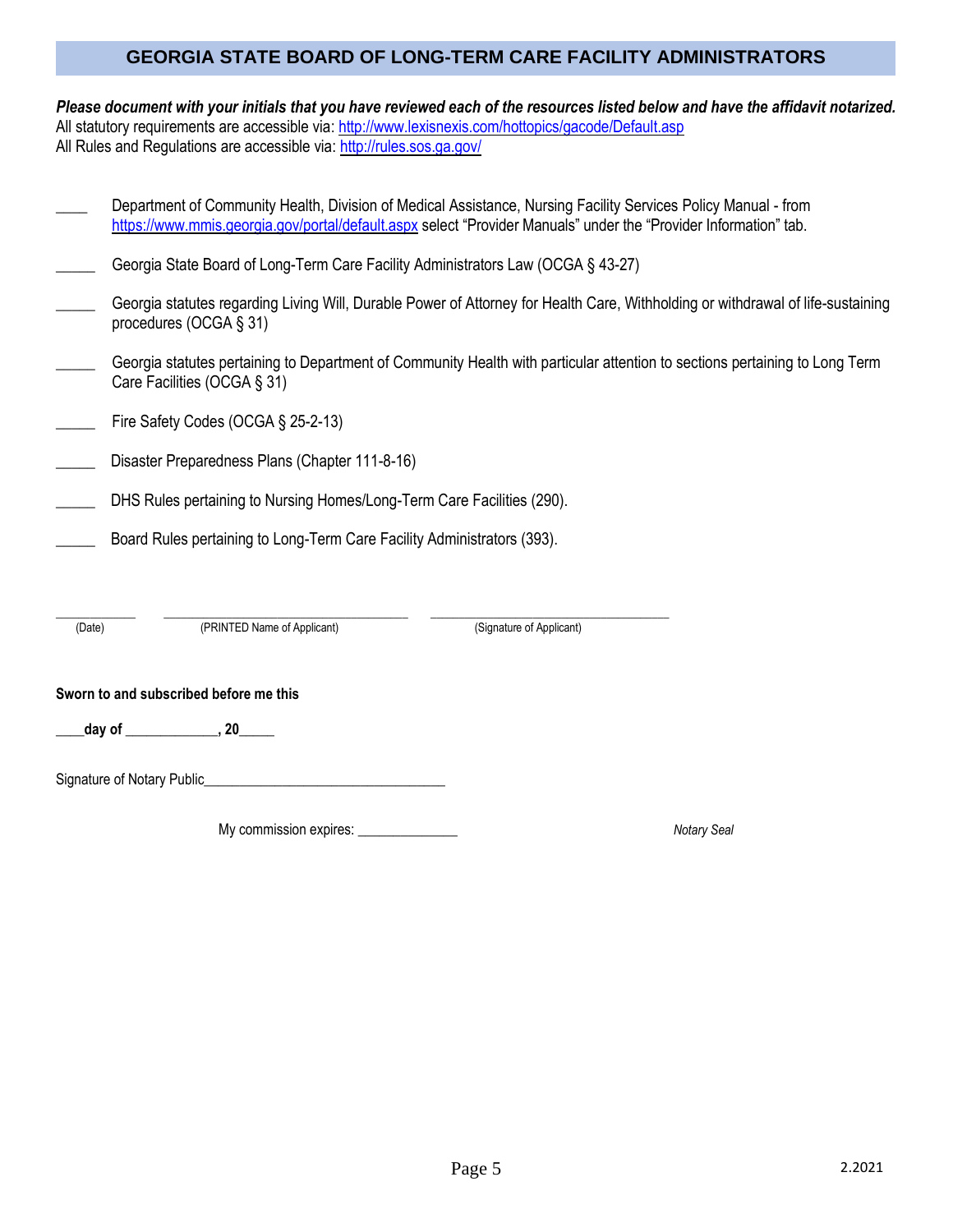## GEORGIA STATE BOARD OF LONG-TERM CARE FACILITY ADMINISTRATORS

***Please document with your initials that you have reviewed each of the resources listed below and have the affidavit notarized.***
All statutory requirements are accessible via: [http://www.lexisnexis.com/hottopics/gacode/Default.asp](http://www.lexisnexis.com/hottopics/gacode/Default.asp)
All Rules and Regulations are accessible via: [http://rules.sos.ga.gov/](http://rules.sos.ga.gov/)

____ Department of Community Health, Division of Medical Assistance, Nursing Facility Services Policy Manual - from [https://www.mmis.georgia.gov/portal/default.aspx](https://www.mmis.georgia.gov/portal/default.aspx) select "Provider Manuals" under the "Provider Information" tab.

_____ Georgia State Board of Long-Term Care Facility Administrators Law (OCGA § 43-27)

_____ Georgia statutes regarding Living Will, Durable Power of Attorney for Health Care, Withholding or withdrawal of life-sustaining procedures (OCGA § 31)

_____ Georgia statutes pertaining to Department of Community Health with particular attention to sections pertaining to Long Term Care Facilities (OCGA § 31)

_____ Fire Safety Codes (OCGA § 25-2-13)

_____ Disaster Preparedness Plans (Chapter 111-8-16)

_____ DHS Rules pertaining to Nursing Homes/Long-Term Care Facilities (290).

_____ Board Rules pertaining to Long-Term Care Facility Administrators (393).

___________ ___________________________________ _________________________________
(Date) (PRINTED Name of Applicant) (Signature of Applicant)

**Sworn to and subscribed before me this**

**____day of _____________, 20_____**

Signature of Notary Public_________________________________

My commission expires: ______________

*Notary Seal*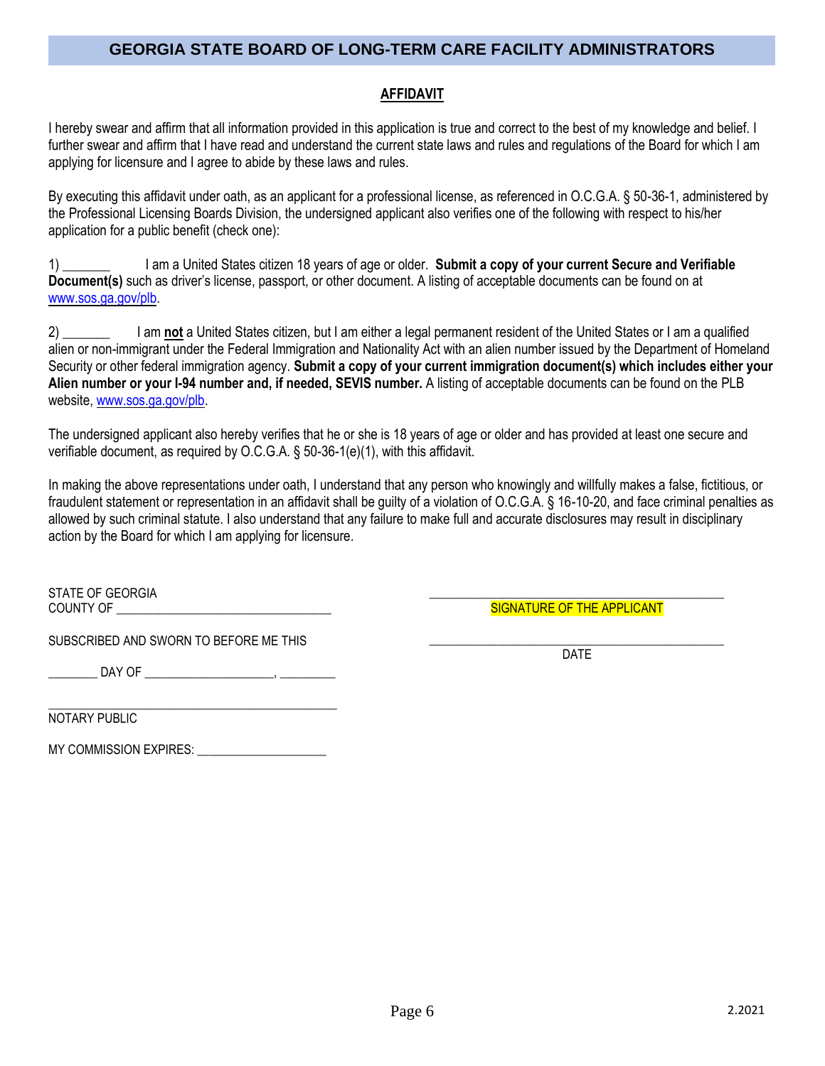# GEORGIA STATE BOARD OF LONG-TERM CARE FACILITY ADMINISTRATORS

## AFFIDAVIT

I hereby swear and affirm that all information provided in this application is true and correct to the best of my knowledge and belief. I further swear and affirm that I have read and understand the current state laws and rules and regulations of the Board for which I am applying for licensure and I agree to abide by these laws and rules.

By executing this affidavit under oath, as an applicant for a professional license, as referenced in O.C.G.A. § 50-36-1, administered by the Professional Licensing Boards Division, the undersigned applicant also verifies one of the following with respect to his/her application for a public benefit (check one):

1) _______ I am a United States citizen 18 years of age or older. **Submit a copy of your current Secure and Verifiable Document(s)** such as driver's license, passport, or other document. A listing of acceptable documents can be found on at www.sos.ga.gov/plb.

2) _______ I am **not** a United States citizen, but I am either a legal permanent resident of the United States or I am a qualified alien or non-immigrant under the Federal Immigration and Nationality Act with an alien number issued by the Department of Homeland Security or other federal immigration agency. **Submit a copy of your current immigration document(s) which includes either your Alien number or your I-94 number and, if needed, SEVIS number.** A listing of acceptable documents can be found on the PLB website, www.sos.ga.gov/plb.

The undersigned applicant also hereby verifies that he or she is 18 years of age or older and has provided at least one secure and verifiable document, as required by O.C.G.A. § 50-36-1(e)(1), with this affidavit.

In making the above representations under oath, I understand that any person who knowingly and willfully makes a false, fictitious, or fraudulent statement or representation in an affidavit shall be guilty of a violation of O.C.G.A. § 16-10-20, and face criminal penalties as allowed by such criminal statute. I also understand that any failure to make full and accurate disclosures may result in disciplinary action by the Board for which I am applying for licensure.

STATE OF GEORGIA
COUNTY OF ________________________________

SUBSCRIBED AND SWORN TO BEFORE ME THIS

________ DAY OF ____________________, _________

______________________________________________
NOTARY PUBLIC

MY COMMISSION EXPIRES: ____________________

______________________________________________
SIGNATURE OF THE APPLICANT

______________________________________________
DATE

2.2021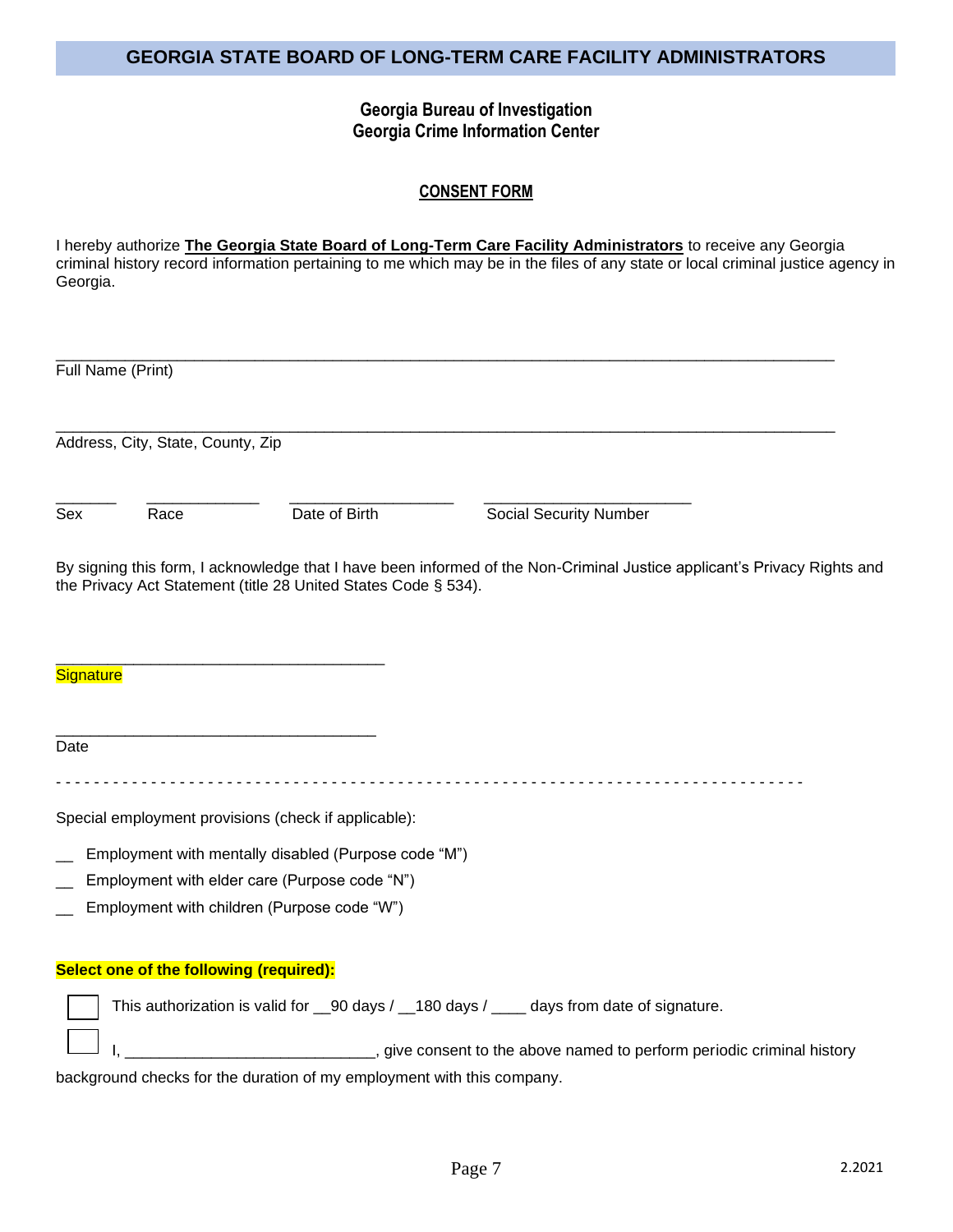# GEORGIA STATE BOARD OF LONG-TERM CARE FACILITY ADMINISTRATORS

**Georgia Bureau of Investigation**
**Georgia Crime Information Center**

**CONSENT FORM**

I hereby authorize **The Georgia State Board of Long-Term Care Facility Administrators** to receive any Georgia criminal history record information pertaining to me which may be in the files of any state or local criminal justice agency in Georgia.

_______________________________________________________________________________
Full Name (Print)

_______________________________________________________________________________
Address, City, State, County, Zip

_______ _____________ ___________________ _______________________
Sex Race Date of Birth Social Security Number

By signing this form, I acknowledge that I have been informed of the Non-Criminal Justice applicant's Privacy Rights and the Privacy Act Statement (title 28 United States Code § 534).

_____________________________________
Signature

_____________________________________
Date

- - - - - - - - - - - - - - - - - - - - - - - - - - - - - - - - - - - - - - - - - - - - - - - - - - - - - - - - - - - - - - - - - - - - - - - - - - - - - - -

Special employment provisions (check if applicable):

__ Employment with mentally disabled (Purpose code "M")
__ Employment with elder care (Purpose code "N")
__ Employment with children (Purpose code "W")

**Select one of the following (required):**

☐ This authorization is valid for __90 days / __180 days / ____ days from date of signature.

☐ I, ____________________________, give consent to the above named to perform periodic criminal history background checks for the duration of my employment with this company.

2.2021